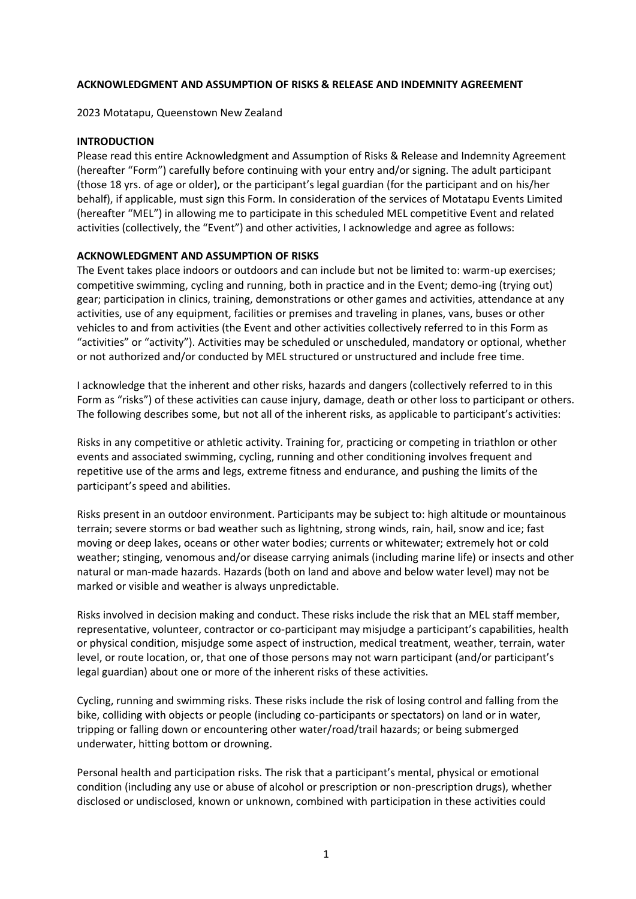**ACKNOWLEDGMENT AND ASSUMPTION OF RISKS & RELEASE AND INDEMNITY AGREEMENT**

2023 Motatapu, Queenstown New Zealand

**INTRODUCTION**

Please read this entire Acknowledgment and Assumption of Risks & Release and Indemnity Agreement (hereafter "Form") carefully before continuing with your entry and/or signing. The adult participant (those 18 yrs. of age or older), or the participant's legal guardian (for the participant and on his/her behalf), if applicable, must sign this Form. In consideration of the services of Motatapu Events Limited (hereafter "MEL") in allowing me to participate in this scheduled MEL competitive Event and related activities (collectively, the "Event") and other activities, I acknowledge and agree as follows:

**ACKNOWLEDGMENT AND ASSUMPTION OF RISKS**

The Event takes place indoors or outdoors and can include but not be limited to: warm-up exercises; competitive swimming, cycling and running, both in practice and in the Event; demo-ing (trying out) gear; participation in clinics, training, demonstrations or other games and activities, attendance at any activities, use of any equipment, facilities or premises and traveling in planes, vans, buses or other vehicles to and from activities (the Event and other activities collectively referred to in this Form as "activities" or "activity"). Activities may be scheduled or unscheduled, mandatory or optional, whether or not authorized and/or conducted by MEL structured or unstructured and include free time.

I acknowledge that the inherent and other risks, hazards and dangers (collectively referred to in this Form as "risks") of these activities can cause injury, damage, death or other loss to participant or others. The following describes some, but not all of the inherent risks, as applicable to participant's activities:

Risks in any competitive or athletic activity. Training for, practicing or competing in triathlon or other events and associated swimming, cycling, running and other conditioning involves frequent and repetitive use of the arms and legs, extreme fitness and endurance, and pushing the limits of the participant's speed and abilities.

Risks present in an outdoor environment. Participants may be subject to: high altitude or mountainous terrain; severe storms or bad weather such as lightning, strong winds, rain, hail, snow and ice; fast moving or deep lakes, oceans or other water bodies; currents or whitewater; extremely hot or cold weather; stinging, venomous and/or disease carrying animals (including marine life) or insects and other natural or man-made hazards. Hazards (both on land and above and below water level) may not be marked or visible and weather is always unpredictable.

Risks involved in decision making and conduct. These risks include the risk that an MEL staff member, representative, volunteer, contractor or co-participant may misjudge a participant's capabilities, health or physical condition, misjudge some aspect of instruction, medical treatment, weather, terrain, water level, or route location, or, that one of those persons may not warn participant (and/or participant's legal guardian) about one or more of the inherent risks of these activities.

Cycling, running and swimming risks. These risks include the risk of losing control and falling from the bike, colliding with objects or people (including co-participants or spectators) on land or in water, tripping or falling down or encountering other water/road/trail hazards; or being submerged underwater, hitting bottom or drowning.

Personal health and participation risks. The risk that a participant's mental, physical or emotional condition (including any use or abuse of alcohol or prescription or non-prescription drugs), whether disclosed or undisclosed, known or unknown, combined with participation in these activities could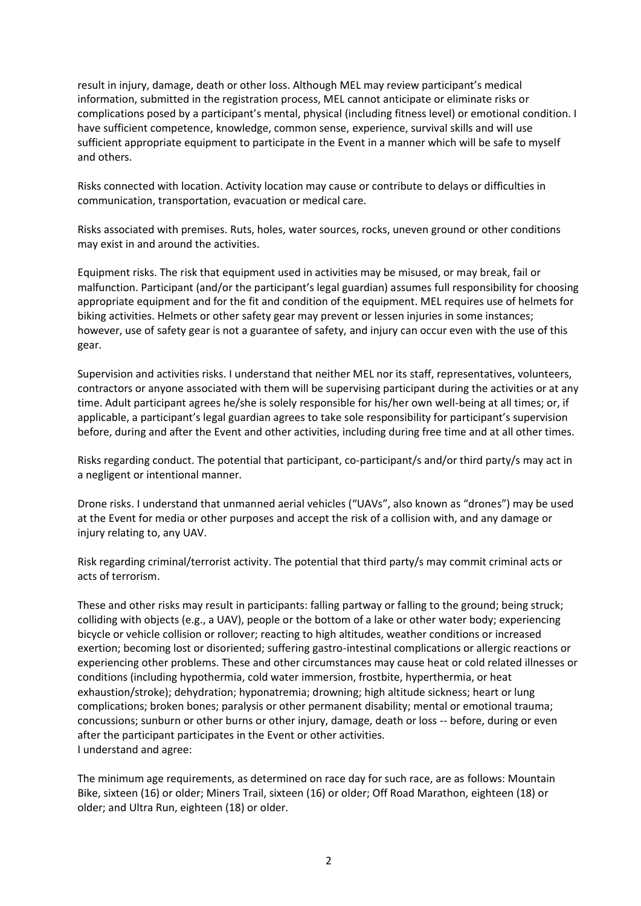result in injury, damage, death or other loss. Although MEL may review participant's medical information, submitted in the registration process, MEL cannot anticipate or eliminate risks or complications posed by a participant's mental, physical (including fitness level) or emotional condition. I have sufficient competence, knowledge, common sense, experience, survival skills and will use sufficient appropriate equipment to participate in the Event in a manner which will be safe to myself and others.

Risks connected with location. Activity location may cause or contribute to delays or difficulties in communication, transportation, evacuation or medical care.

Risks associated with premises. Ruts, holes, water sources, rocks, uneven ground or other conditions may exist in and around the activities.

Equipment risks. The risk that equipment used in activities may be misused, or may break, fail or malfunction. Participant (and/or the participant's legal guardian) assumes full responsibility for choosing appropriate equipment and for the fit and condition of the equipment. MEL requires use of helmets for biking activities. Helmets or other safety gear may prevent or lessen injuries in some instances; however, use of safety gear is not a guarantee of safety, and injury can occur even with the use of this gear.

Supervision and activities risks. I understand that neither MEL nor its staff, representatives, volunteers, contractors or anyone associated with them will be supervising participant during the activities or at any time. Adult participant agrees he/she is solely responsible for his/her own well-being at all times; or, if applicable, a participant's legal guardian agrees to take sole responsibility for participant's supervision before, during and after the Event and other activities, including during free time and at all other times.

Risks regarding conduct. The potential that participant, co-participant/s and/or third party/s may act in a negligent or intentional manner.

Drone risks. I understand that unmanned aerial vehicles ("UAVs", also known as "drones") may be used at the Event for media or other purposes and accept the risk of a collision with, and any damage or injury relating to, any UAV.

Risk regarding criminal/terrorist activity. The potential that third party/s may commit criminal acts or acts of terrorism.

These and other risks may result in participants: falling partway or falling to the ground; being struck; colliding with objects (e.g., a UAV), people or the bottom of a lake or other water body; experiencing bicycle or vehicle collision or rollover; reacting to high altitudes, weather conditions or increased exertion; becoming lost or disoriented; suffering gastro-intestinal complications or allergic reactions or experiencing other problems. These and other circumstances may cause heat or cold related illnesses or conditions (including hypothermia, cold water immersion, frostbite, hyperthermia, or heat exhaustion/stroke); dehydration; hyponatremia; drowning; high altitude sickness; heart or lung complications; broken bones; paralysis or other permanent disability; mental or emotional trauma; concussions; sunburn or other burns or other injury, damage, death or loss -- before, during or even after the participant participates in the Event or other activities.
I understand and agree:

The minimum age requirements, as determined on race day for such race, are as follows: Mountain Bike, sixteen (16) or older; Miners Trail, sixteen (16) or older; Off Road Marathon, eighteen (18) or older; and Ultra Run, eighteen (18) or older.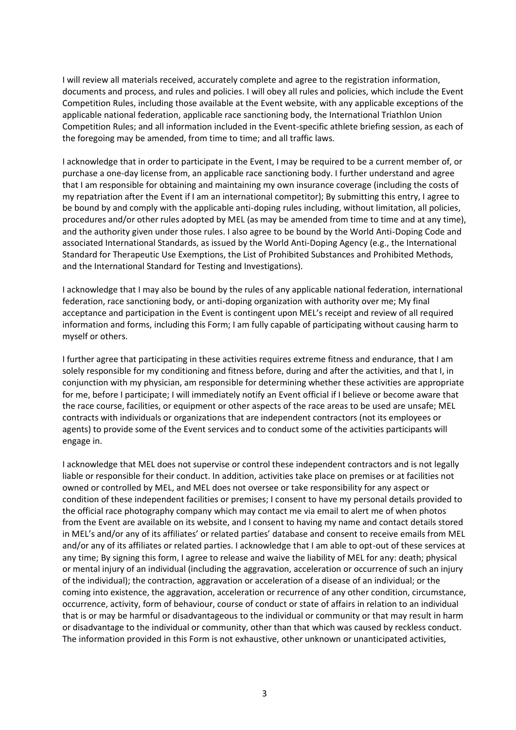I will review all materials received, accurately complete and agree to the registration information, documents and process, and rules and policies. I will obey all rules and policies, which include the Event Competition Rules, including those available at the Event website, with any applicable exceptions of the applicable national federation, applicable race sanctioning body, the International Triathlon Union Competition Rules; and all information included in the Event-specific athlete briefing session, as each of the foregoing may be amended, from time to time; and all traffic laws.

I acknowledge that in order to participate in the Event, I may be required to be a current member of, or purchase a one-day license from, an applicable race sanctioning body. I further understand and agree that I am responsible for obtaining and maintaining my own insurance coverage (including the costs of my repatriation after the Event if I am an international competitor); By submitting this entry, I agree to be bound by and comply with the applicable anti-doping rules including, without limitation, all policies, procedures and/or other rules adopted by MEL (as may be amended from time to time and at any time), and the authority given under those rules. I also agree to be bound by the World Anti-Doping Code and associated International Standards, as issued by the World Anti-Doping Agency (e.g., the International Standard for Therapeutic Use Exemptions, the List of Prohibited Substances and Prohibited Methods, and the International Standard for Testing and Investigations).

I acknowledge that I may also be bound by the rules of any applicable national federation, international federation, race sanctioning body, or anti-doping organization with authority over me; My final acceptance and participation in the Event is contingent upon MEL's receipt and review of all required information and forms, including this Form; I am fully capable of participating without causing harm to myself or others.

I further agree that participating in these activities requires extreme fitness and endurance, that I am solely responsible for my conditioning and fitness before, during and after the activities, and that I, in conjunction with my physician, am responsible for determining whether these activities are appropriate for me, before I participate; I will immediately notify an Event official if I believe or become aware that the race course, facilities, or equipment or other aspects of the race areas to be used are unsafe; MEL contracts with individuals or organizations that are independent contractors (not its employees or agents) to provide some of the Event services and to conduct some of the activities participants will engage in.

I acknowledge that MEL does not supervise or control these independent contractors and is not legally liable or responsible for their conduct. In addition, activities take place on premises or at facilities not owned or controlled by MEL, and MEL does not oversee or take responsibility for any aspect or condition of these independent facilities or premises; I consent to have my personal details provided to the official race photography company which may contact me via email to alert me of when photos from the Event are available on its website, and I consent to having my name and contact details stored in MEL's and/or any of its affiliates' or related parties' database and consent to receive emails from MEL and/or any of its affiliates or related parties. I acknowledge that I am able to opt-out of these services at any time; By signing this form, I agree to release and waive the liability of MEL for any: death; physical or mental injury of an individual (including the aggravation, acceleration or occurrence of such an injury of the individual); the contraction, aggravation or acceleration of a disease of an individual; or the coming into existence, the aggravation, acceleration or recurrence of any other condition, circumstance, occurrence, activity, form of behaviour, course of conduct or state of affairs in relation to an individual that is or may be harmful or disadvantageous to the individual or community or that may result in harm or disadvantage to the individual or community, other than that which was caused by reckless conduct. The information provided in this Form is not exhaustive, other unknown or unanticipated activities,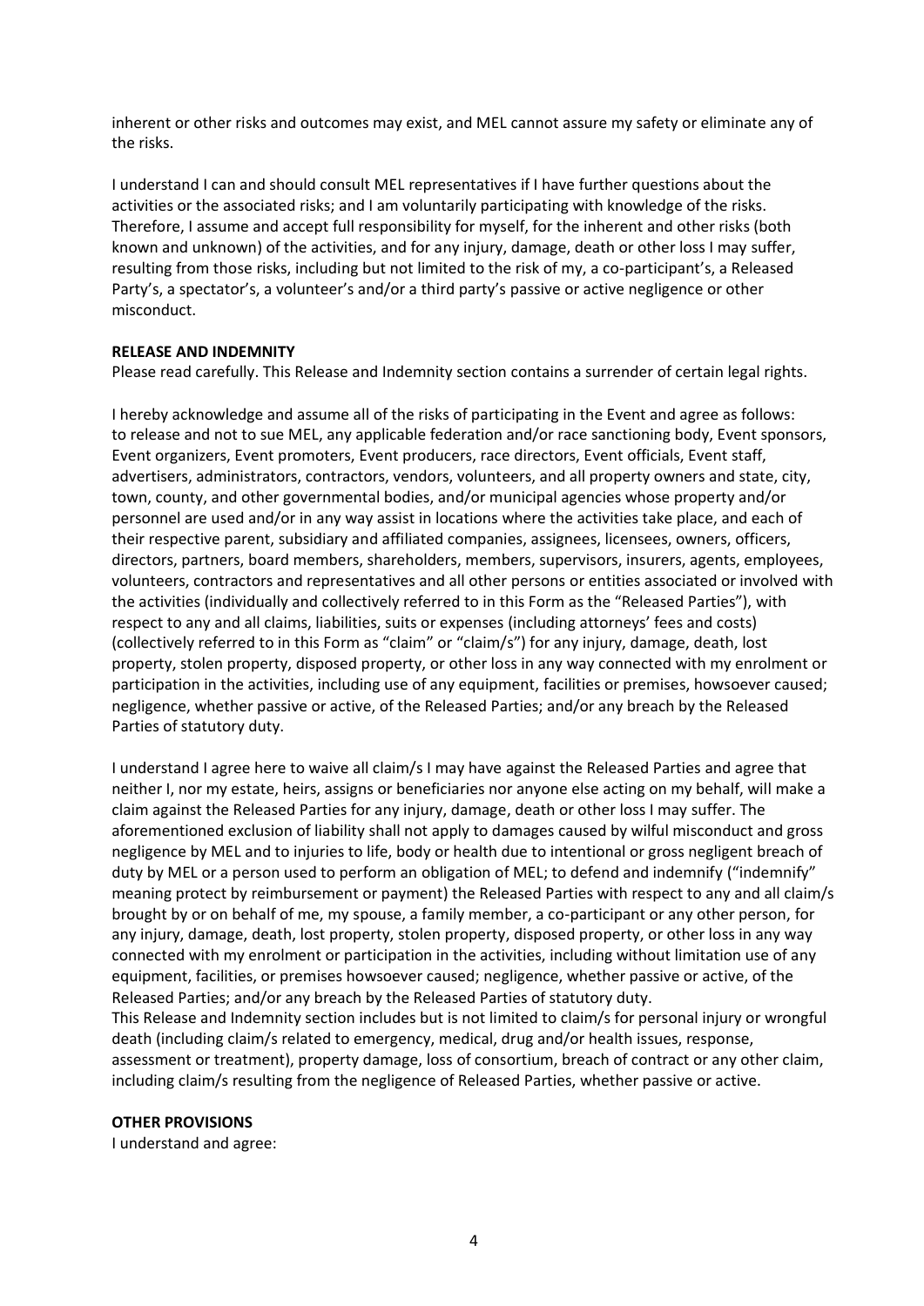inherent or other risks and outcomes may exist, and MEL cannot assure my safety or eliminate any of the risks.

I understand I can and should consult MEL representatives if I have further questions about the activities or the associated risks; and I am voluntarily participating with knowledge of the risks. Therefore, I assume and accept full responsibility for myself, for the inherent and other risks (both known and unknown) of the activities, and for any injury, damage, death or other loss I may suffer, resulting from those risks, including but not limited to the risk of my, a co-participant's, a Released Party's, a spectator's, a volunteer's and/or a third party's passive or active negligence or other misconduct.

**RELEASE AND INDEMNITY**

Please read carefully. This Release and Indemnity section contains a surrender of certain legal rights.

I hereby acknowledge and assume all of the risks of participating in the Event and agree as follows: to release and not to sue MEL, any applicable federation and/or race sanctioning body, Event sponsors, Event organizers, Event promoters, Event producers, race directors, Event officials, Event staff, advertisers, administrators, contractors, vendors, volunteers, and all property owners and state, city, town, county, and other governmental bodies, and/or municipal agencies whose property and/or personnel are used and/or in any way assist in locations where the activities take place, and each of their respective parent, subsidiary and affiliated companies, assignees, licensees, owners, officers, directors, partners, board members, shareholders, members, supervisors, insurers, agents, employees, volunteers, contractors and representatives and all other persons or entities associated or involved with the activities (individually and collectively referred to in this Form as the "Released Parties"), with respect to any and all claims, liabilities, suits or expenses (including attorneys' fees and costs) (collectively referred to in this Form as "claim" or "claim/s") for any injury, damage, death, lost property, stolen property, disposed property, or other loss in any way connected with my enrolment or participation in the activities, including use of any equipment, facilities or premises, howsoever caused; negligence, whether passive or active, of the Released Parties; and/or any breach by the Released Parties of statutory duty.

I understand I agree here to waive all claim/s I may have against the Released Parties and agree that neither I, nor my estate, heirs, assigns or beneficiaries nor anyone else acting on my behalf, will make a claim against the Released Parties for any injury, damage, death or other loss I may suffer. The aforementioned exclusion of liability shall not apply to damages caused by wilful misconduct and gross negligence by MEL and to injuries to life, body or health due to intentional or gross negligent breach of duty by MEL or a person used to perform an obligation of MEL; to defend and indemnify ("indemnify" meaning protect by reimbursement or payment) the Released Parties with respect to any and all claim/s brought by or on behalf of me, my spouse, a family member, a co-participant or any other person, for any injury, damage, death, lost property, stolen property, disposed property, or other loss in any way connected with my enrolment or participation in the activities, including without limitation use of any equipment, facilities, or premises howsoever caused; negligence, whether passive or active, of the Released Parties; and/or any breach by the Released Parties of statutory duty.
This Release and Indemnity section includes but is not limited to claim/s for personal injury or wrongful death (including claim/s related to emergency, medical, drug and/or health issues, response, assessment or treatment), property damage, loss of consortium, breach of contract or any other claim, including claim/s resulting from the negligence of Released Parties, whether passive or active.

**OTHER PROVISIONS**

I understand and agree: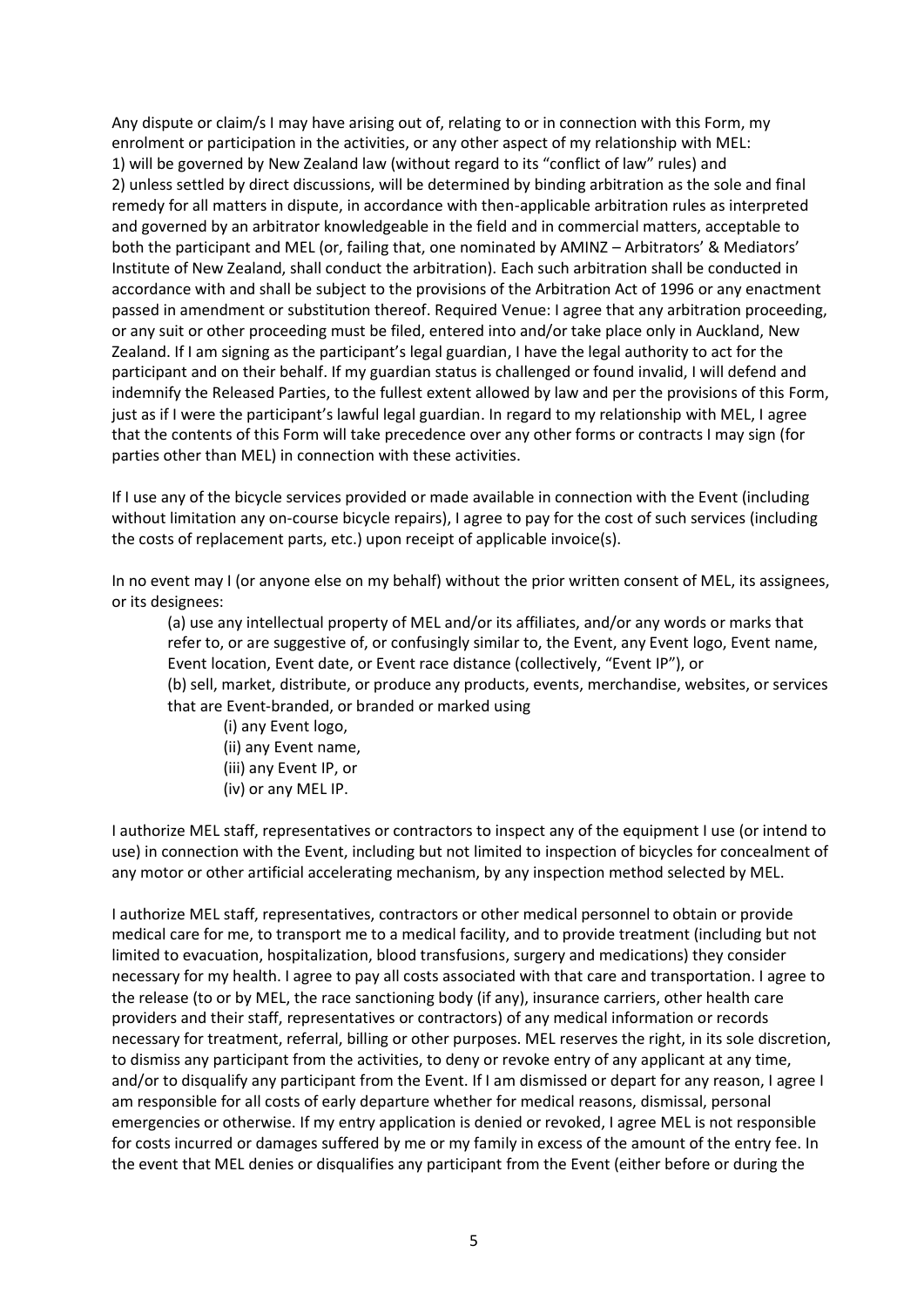Any dispute or claim/s I may have arising out of, relating to or in connection with this Form, my enrolment or participation in the activities, or any other aspect of my relationship with MEL:
1) will be governed by New Zealand law (without regard to its "conflict of law" rules) and
2) unless settled by direct discussions, will be determined by binding arbitration as the sole and final remedy for all matters in dispute, in accordance with then-applicable arbitration rules as interpreted and governed by an arbitrator knowledgeable in the field and in commercial matters, acceptable to both the participant and MEL (or, failing that, one nominated by AMINZ – Arbitrators' & Mediators' Institute of New Zealand, shall conduct the arbitration). Each such arbitration shall be conducted in accordance with and shall be subject to the provisions of the Arbitration Act of 1996 or any enactment passed in amendment or substitution thereof. Required Venue: I agree that any arbitration proceeding, or any suit or other proceeding must be filed, entered into and/or take place only in Auckland, New Zealand. If I am signing as the participant's legal guardian, I have the legal authority to act for the participant and on their behalf. If my guardian status is challenged or found invalid, I will defend and indemnify the Released Parties, to the fullest extent allowed by law and per the provisions of this Form, just as if I were the participant's lawful legal guardian. In regard to my relationship with MEL, I agree that the contents of this Form will take precedence over any other forms or contracts I may sign (for parties other than MEL) in connection with these activities.

If I use any of the bicycle services provided or made available in connection with the Event (including without limitation any on-course bicycle repairs), I agree to pay for the cost of such services (including the costs of replacement parts, etc.) upon receipt of applicable invoice(s).

In no event may I (or anyone else on my behalf) without the prior written consent of MEL, its assignees, or its designees:

(a) use any intellectual property of MEL and/or its affiliates, and/or any words or marks that refer to, or are suggestive of, or confusingly similar to, the Event, any Event logo, Event name, Event location, Event date, or Event race distance (collectively, "Event IP"), or
(b) sell, market, distribute, or produce any products, events, merchandise, websites, or services that are Event-branded, or branded or marked using

(i) any Event logo,
(ii) any Event name,
(iii) any Event IP, or
(iv) or any MEL IP.

I authorize MEL staff, representatives or contractors to inspect any of the equipment I use (or intend to use) in connection with the Event, including but not limited to inspection of bicycles for concealment of any motor or other artificial accelerating mechanism, by any inspection method selected by MEL.

I authorize MEL staff, representatives, contractors or other medical personnel to obtain or provide medical care for me, to transport me to a medical facility, and to provide treatment (including but not limited to evacuation, hospitalization, blood transfusions, surgery and medications) they consider necessary for my health. I agree to pay all costs associated with that care and transportation. I agree to the release (to or by MEL, the race sanctioning body (if any), insurance carriers, other health care providers and their staff, representatives or contractors) of any medical information or records necessary for treatment, referral, billing or other purposes. MEL reserves the right, in its sole discretion, to dismiss any participant from the activities, to deny or revoke entry of any applicant at any time, and/or to disqualify any participant from the Event. If I am dismissed or depart for any reason, I agree I am responsible for all costs of early departure whether for medical reasons, dismissal, personal emergencies or otherwise. If my entry application is denied or revoked, I agree MEL is not responsible for costs incurred or damages suffered by me or my family in excess of the amount of the entry fee. In the event that MEL denies or disqualifies any participant from the Event (either before or during the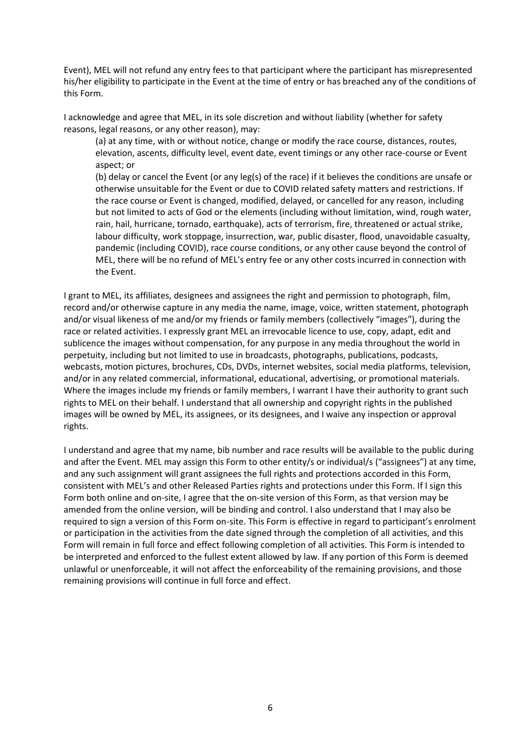Event), MEL will not refund any entry fees to that participant where the participant has misrepresented his/her eligibility to participate in the Event at the time of entry or has breached any of the conditions of this Form.

I acknowledge and agree that MEL, in its sole discretion and without liability (whether for safety reasons, legal reasons, or any other reason), may:

> (a) at any time, with or without notice, change or modify the race course, distances, routes, elevation, ascents, difficulty level, event date, event timings or any other race-course or Event aspect; or
>
> (b) delay or cancel the Event (or any leg(s) of the race) if it believes the conditions are unsafe or otherwise unsuitable for the Event or due to COVID related safety matters and restrictions. If the race course or Event is changed, modified, delayed, or cancelled for any reason, including but not limited to acts of God or the elements (including without limitation, wind, rough water, rain, hail, hurricane, tornado, earthquake), acts of terrorism, fire, threatened or actual strike, labour difficulty, work stoppage, insurrection, war, public disaster, flood, unavoidable casualty, pandemic (including COVID), race course conditions, or any other cause beyond the control of MEL, there will be no refund of MEL's entry fee or any other costs incurred in connection with the Event.

I grant to MEL, its affiliates, designees and assignees the right and permission to photograph, film, record and/or otherwise capture in any media the name, image, voice, written statement, photograph and/or visual likeness of me and/or my friends or family members (collectively "images"), during the race or related activities. I expressly grant MEL an irrevocable licence to use, copy, adapt, edit and sublicence the images without compensation, for any purpose in any media throughout the world in perpetuity, including but not limited to use in broadcasts, photographs, publications, podcasts, webcasts, motion pictures, brochures, CDs, DVDs, internet websites, social media platforms, television, and/or in any related commercial, informational, educational, advertising, or promotional materials. Where the images include my friends or family members, I warrant I have their authority to grant such rights to MEL on their behalf. I understand that all ownership and copyright rights in the published images will be owned by MEL, its assignees, or its designees, and I waive any inspection or approval rights.

I understand and agree that my name, bib number and race results will be available to the public during and after the Event. MEL may assign this Form to other entity/s or individual/s ("assignees") at any time, and any such assignment will grant assignees the full rights and protections accorded in this Form, consistent with MEL's and other Released Parties rights and protections under this Form. If I sign this Form both online and on-site, I agree that the on-site version of this Form, as that version may be amended from the online version, will be binding and control. I also understand that I may also be required to sign a version of this Form on-site. This Form is effective in regard to participant's enrolment or participation in the activities from the date signed through the completion of all activities, and this Form will remain in full force and effect following completion of all activities. This Form is intended to be interpreted and enforced to the fullest extent allowed by law. If any portion of this Form is deemed unlawful or unenforceable, it will not affect the enforceability of the remaining provisions, and those remaining provisions will continue in full force and effect.